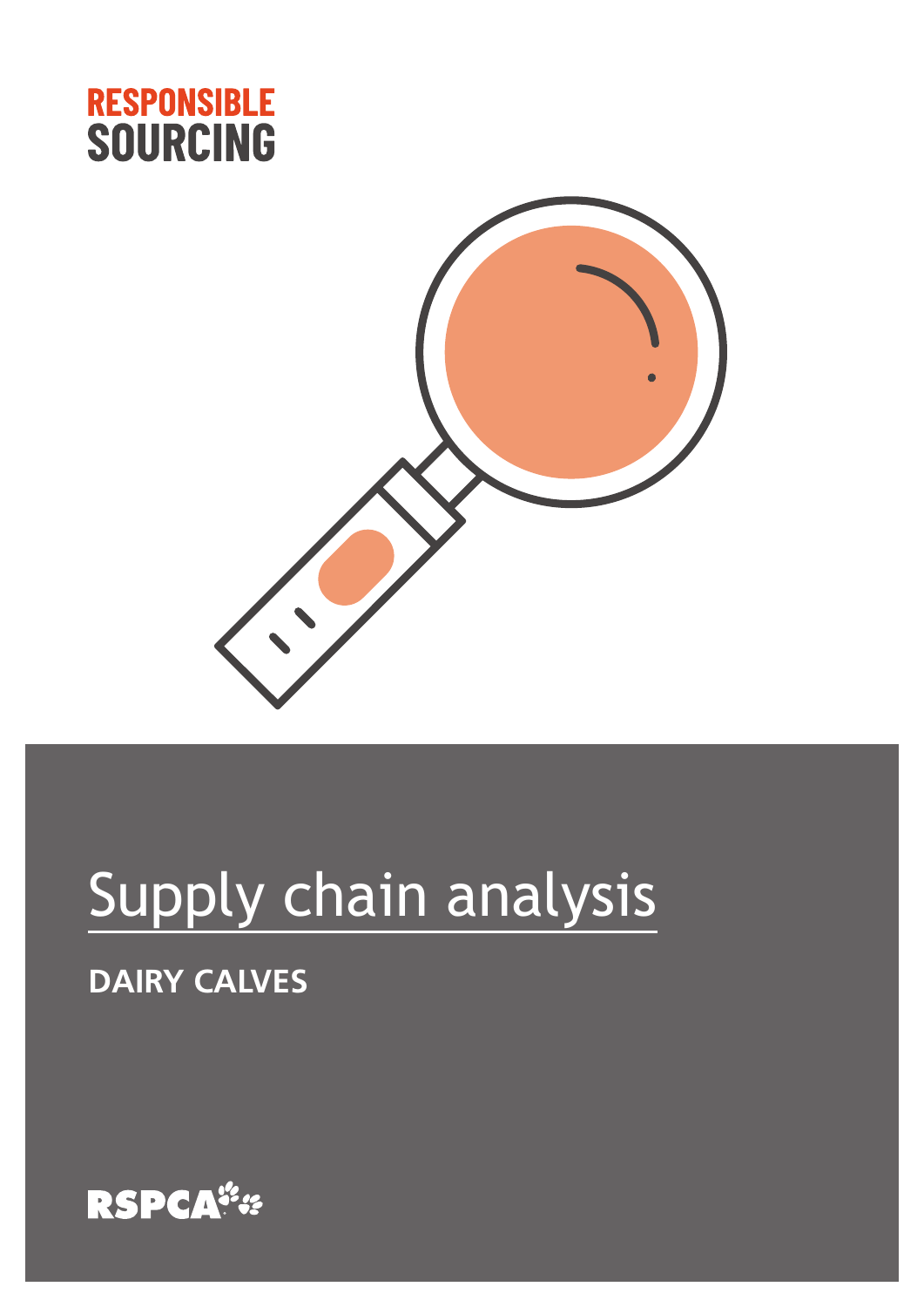**RESPONSIBLE SOURCING**

# Supply chain analysis

## DAIRY CALVES

RSPCA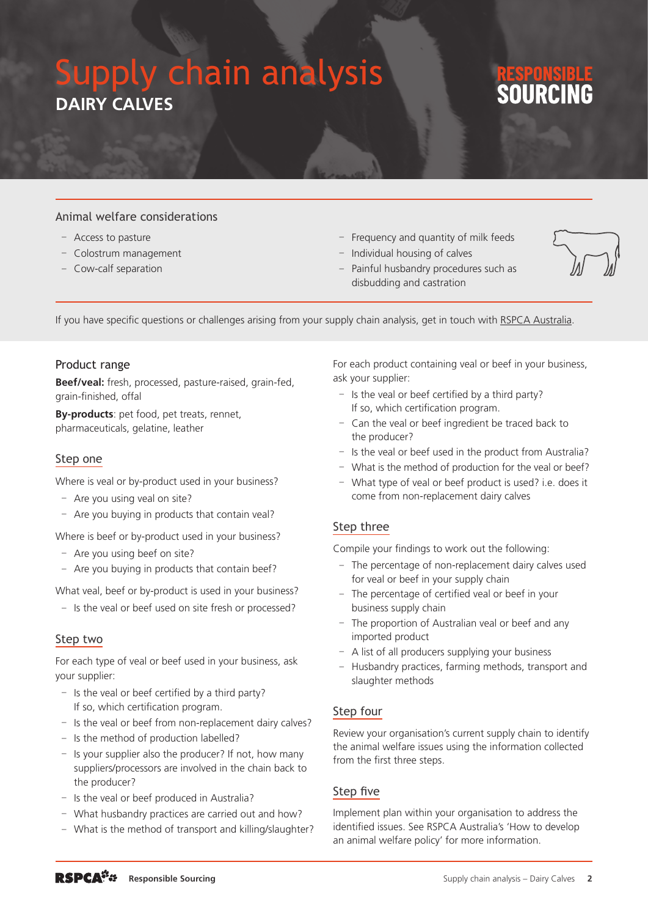# Supply chain analysis

## DAIRY CALVES

RESPONSIBLE SOURCING

### Animal welfare considerations

- Access to pasture
- Colostrum management
- Cow-calf separation
- Frequency and quantity of milk feeds
- Individual housing of calves
- Painful husbandry procedures such as disbudding and castration

If you have specific questions or challenges arising from your supply chain analysis, get in touch with RSPCA Australia.

### Product range

**Beef/veal:** fresh, processed, pasture-raised, grain-fed, grain-finished, offal

**By-products**: pet food, pet treats, rennet, pharmaceuticals, gelatine, leather

### Step one

Where is veal or by-product used in your business?

- Are you using veal on site?
- Are you buying in products that contain veal?

Where is beef or by-product used in your business?

- Are you using beef on site?
- Are you buying in products that contain beef?

What veal, beef or by-product is used in your business?

- Is the veal or beef used on site fresh or processed?

### Step two

For each type of veal or beef used in your business, ask your supplier:

- Is the veal or beef certified by a third party? If so, which certification program.
- Is the veal or beef from non-replacement dairy calves?
- Is the method of production labelled?
- Is your supplier also the producer? If not, how many suppliers/processors are involved in the chain back to the producer?
- Is the veal or beef produced in Australia?
- What husbandry practices are carried out and how?
- What is the method of transport and killing/slaughter?

For each product containing veal or beef in your business, ask your supplier:

- Is the veal or beef certified by a third party? If so, which certification program.
- Can the veal or beef ingredient be traced back to the producer?
- Is the veal or beef used in the product from Australia?
- What is the method of production for the veal or beef?
- What type of veal or beef product is used? i.e. does it come from non-replacement dairy calves

### Step three

Compile your findings to work out the following:

- The percentage of non-replacement dairy calves used for veal or beef in your supply chain
- The percentage of certified veal or beef in your business supply chain
- The proportion of Australian veal or beef and any imported product
- A list of all producers supplying your business
- Husbandry practices, farming methods, transport and slaughter methods

### Step four

Review your organisation's current supply chain to identify the animal welfare issues using the information collected from the first three steps.

### Step five

Implement plan within your organisation to address the identified issues. See RSPCA Australia's 'How to develop an animal welfare policy' for more information.